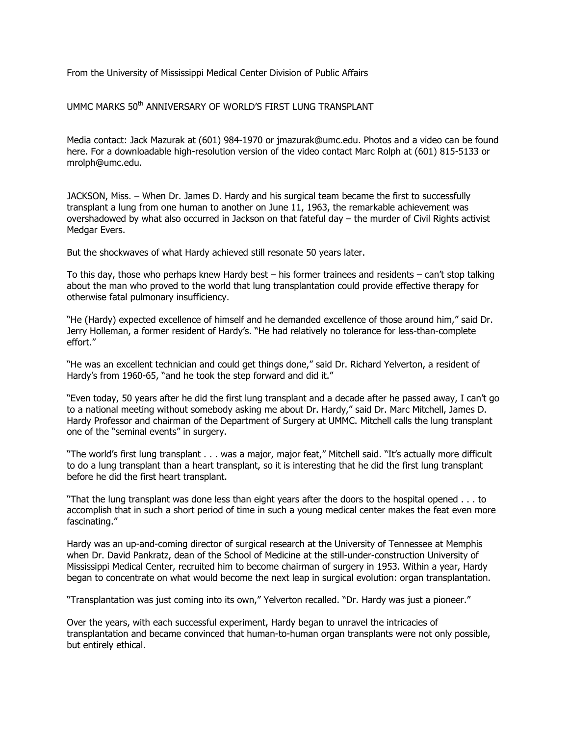From the University of Mississippi Medical Center Division of Public Affairs

# UMMC MARKS 50th ANNIVERSARY OF WORLD'S FIRST LUNG TRANSPLANT

Media contact: Jack Mazurak at (601) 984-1970 or jmazurak@umc.edu. Photos and a video can be found here. For a downloadable high-resolution version of the video contact Marc Rolph at (601) 815-5133 or mrolph@umc.edu.

JACKSON, Miss. – When Dr. James D. Hardy and his surgical team became the first to successfully transplant a lung from one human to another on June 11, 1963, the remarkable achievement was overshadowed by what also occurred in Jackson on that fateful day – the murder of Civil Rights activist Medgar Evers.

But the shockwaves of what Hardy achieved still resonate 50 years later.

To this day, those who perhaps knew Hardy best – his former trainees and residents – can't stop talking about the man who proved to the world that lung transplantation could provide effective therapy for otherwise fatal pulmonary insufficiency.

"He (Hardy) expected excellence of himself and he demanded excellence of those around him," said Dr. Jerry Holleman, a former resident of Hardy's. "He had relatively no tolerance for less-than-complete effort."

"He was an excellent technician and could get things done," said Dr. Richard Yelverton, a resident of Hardy's from 1960-65, "and he took the step forward and did it."

"Even today, 50 years after he did the first lung transplant and a decade after he passed away, I can't go to a national meeting without somebody asking me about Dr. Hardy," said Dr. Marc Mitchell, James D. Hardy Professor and chairman of the Department of Surgery at UMMC. Mitchell calls the lung transplant one of the "seminal events" in surgery.

"The world's first lung transplant . . . was a major, major feat," Mitchell said. "It's actually more difficult to do a lung transplant than a heart transplant, so it is interesting that he did the first lung transplant before he did the first heart transplant.

"That the lung transplant was done less than eight years after the doors to the hospital opened . . . to accomplish that in such a short period of time in such a young medical center makes the feat even more fascinating."

Hardy was an up-and-coming director of surgical research at the University of Tennessee at Memphis when Dr. David Pankratz, dean of the School of Medicine at the still-under-construction University of Mississippi Medical Center, recruited him to become chairman of surgery in 1953. Within a year, Hardy began to concentrate on what would become the next leap in surgical evolution: organ transplantation.

"Transplantation was just coming into its own," Yelverton recalled. "Dr. Hardy was just a pioneer."

Over the years, with each successful experiment, Hardy began to unravel the intricacies of transplantation and became convinced that human-to-human organ transplants were not only possible, but entirely ethical.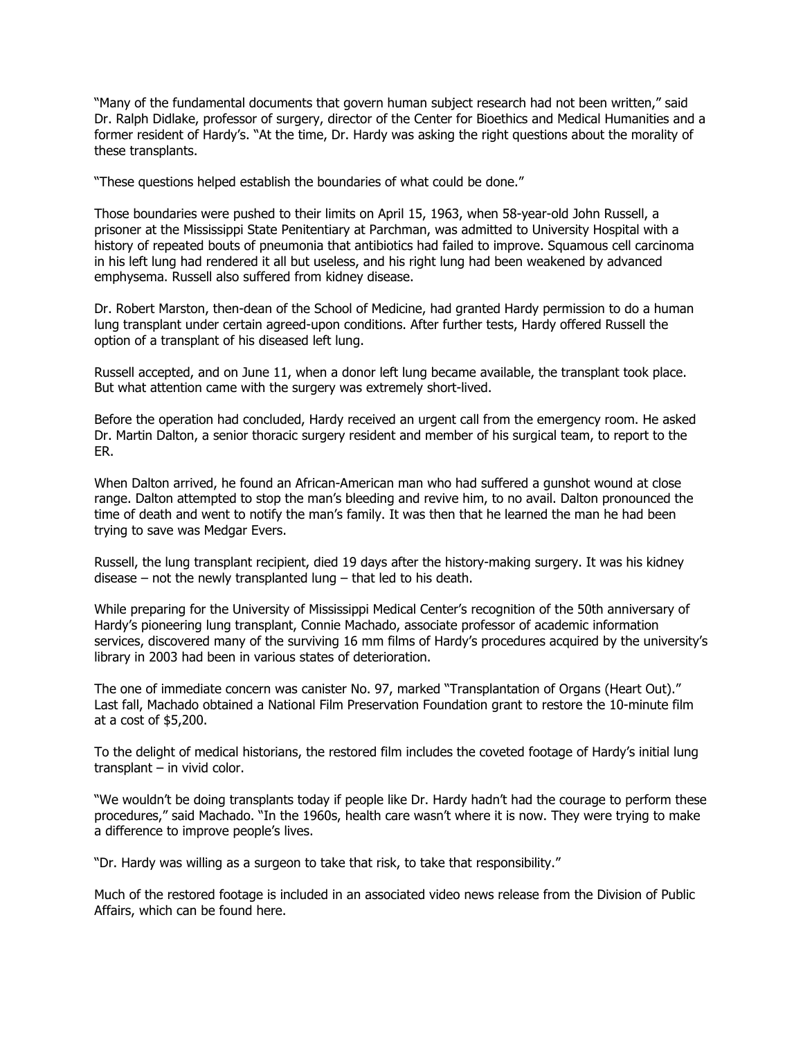"Many of the fundamental documents that govern human subject research had not been written," said Dr. Ralph Didlake, professor of surgery, director of the Center for Bioethics and Medical Humanities and a former resident of Hardy's. "At the time, Dr. Hardy was asking the right questions about the morality of these transplants.

"These questions helped establish the boundaries of what could be done."

Those boundaries were pushed to their limits on April 15, 1963, when 58-year-old John Russell, a prisoner at the Mississippi State Penitentiary at Parchman, was admitted to University Hospital with a history of repeated bouts of pneumonia that antibiotics had failed to improve. Squamous cell carcinoma in his left lung had rendered it all but useless, and his right lung had been weakened by advanced emphysema. Russell also suffered from kidney disease.

Dr. Robert Marston, then-dean of the School of Medicine, had granted Hardy permission to do a human lung transplant under certain agreed-upon conditions. After further tests, Hardy offered Russell the option of a transplant of his diseased left lung.

Russell accepted, and on June 11, when a donor left lung became available, the transplant took place. But what attention came with the surgery was extremely short-lived.

Before the operation had concluded, Hardy received an urgent call from the emergency room. He asked Dr. Martin Dalton, a senior thoracic surgery resident and member of his surgical team, to report to the ER.

When Dalton arrived, he found an African-American man who had suffered a gunshot wound at close range. Dalton attempted to stop the man's bleeding and revive him, to no avail. Dalton pronounced the time of death and went to notify the man's family. It was then that he learned the man he had been trying to save was Medgar Evers.

Russell, the lung transplant recipient, died 19 days after the history-making surgery. It was his kidney disease – not the newly transplanted lung – that led to his death.

While preparing for the University of Mississippi Medical Center's recognition of the 50th anniversary of Hardy's pioneering lung transplant, Connie Machado, associate professor of academic information services, discovered many of the surviving 16 mm films of Hardy's procedures acquired by the university's library in 2003 had been in various states of deterioration.

The one of immediate concern was canister No. 97, marked "Transplantation of Organs (Heart Out)." Last fall, Machado obtained a National Film Preservation Foundation grant to restore the 10-minute film at a cost of $5,200.

To the delight of medical historians, the restored film includes the coveted footage of Hardy's initial lung transplant – in vivid color.

"We wouldn't be doing transplants today if people like Dr. Hardy hadn't had the courage to perform these procedures," said Machado. "In the 1960s, health care wasn't where it is now. They were trying to make a difference to improve people's lives.

"Dr. Hardy was willing as a surgeon to take that risk, to take that responsibility."

Much of the restored footage is included in an associated video news release from the Division of Public Affairs, which can be found here.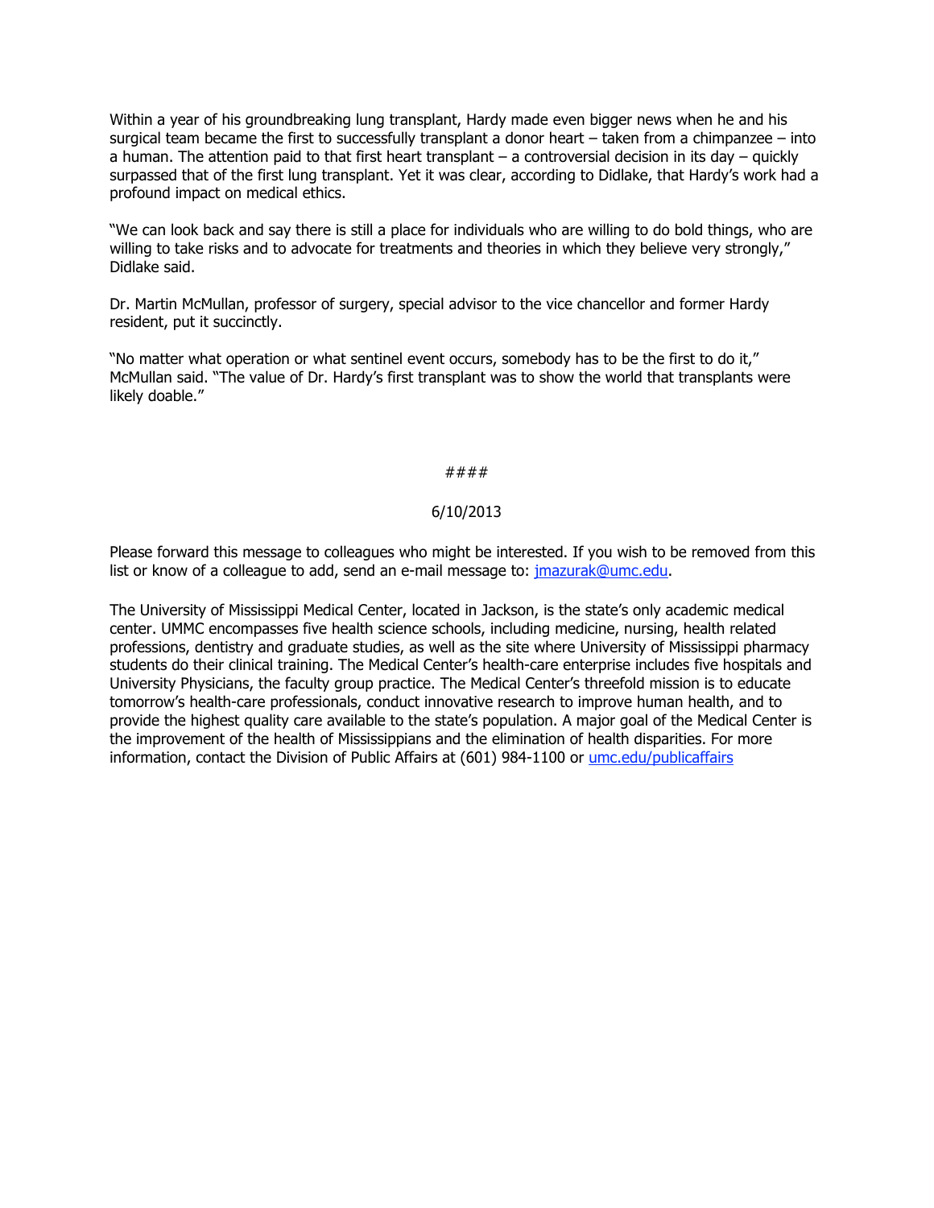Within a year of his groundbreaking lung transplant, Hardy made even bigger news when he and his surgical team became the first to successfully transplant a donor heart – taken from a chimpanzee – into a human. The attention paid to that first heart transplant – a controversial decision in its day – quickly surpassed that of the first lung transplant. Yet it was clear, according to Didlake, that Hardy's work had a profound impact on medical ethics.

"We can look back and say there is still a place for individuals who are willing to do bold things, who are willing to take risks and to advocate for treatments and theories in which they believe very strongly," Didlake said.

Dr. Martin McMullan, professor of surgery, special advisor to the vice chancellor and former Hardy resident, put it succinctly.

"No matter what operation or what sentinel event occurs, somebody has to be the first to do it," McMullan said. "The value of Dr. Hardy's first transplant was to show the world that transplants were likely doable."

####

6/10/2013

Please forward this message to colleagues who might be interested. If you wish to be removed from this list or know of a colleague to add, send an e-mail message to: jmazurak@umc.edu.

The University of Mississippi Medical Center, located in Jackson, is the state's only academic medical center. UMMC encompasses five health science schools, including medicine, nursing, health related professions, dentistry and graduate studies, as well as the site where University of Mississippi pharmacy students do their clinical training. The Medical Center's health-care enterprise includes five hospitals and University Physicians, the faculty group practice. The Medical Center's threefold mission is to educate tomorrow's health-care professionals, conduct innovative research to improve human health, and to provide the highest quality care available to the state's population. A major goal of the Medical Center is the improvement of the health of Mississippians and the elimination of health disparities. For more information, contact the Division of Public Affairs at (601) 984-1100 or umc.edu/publicaffairs